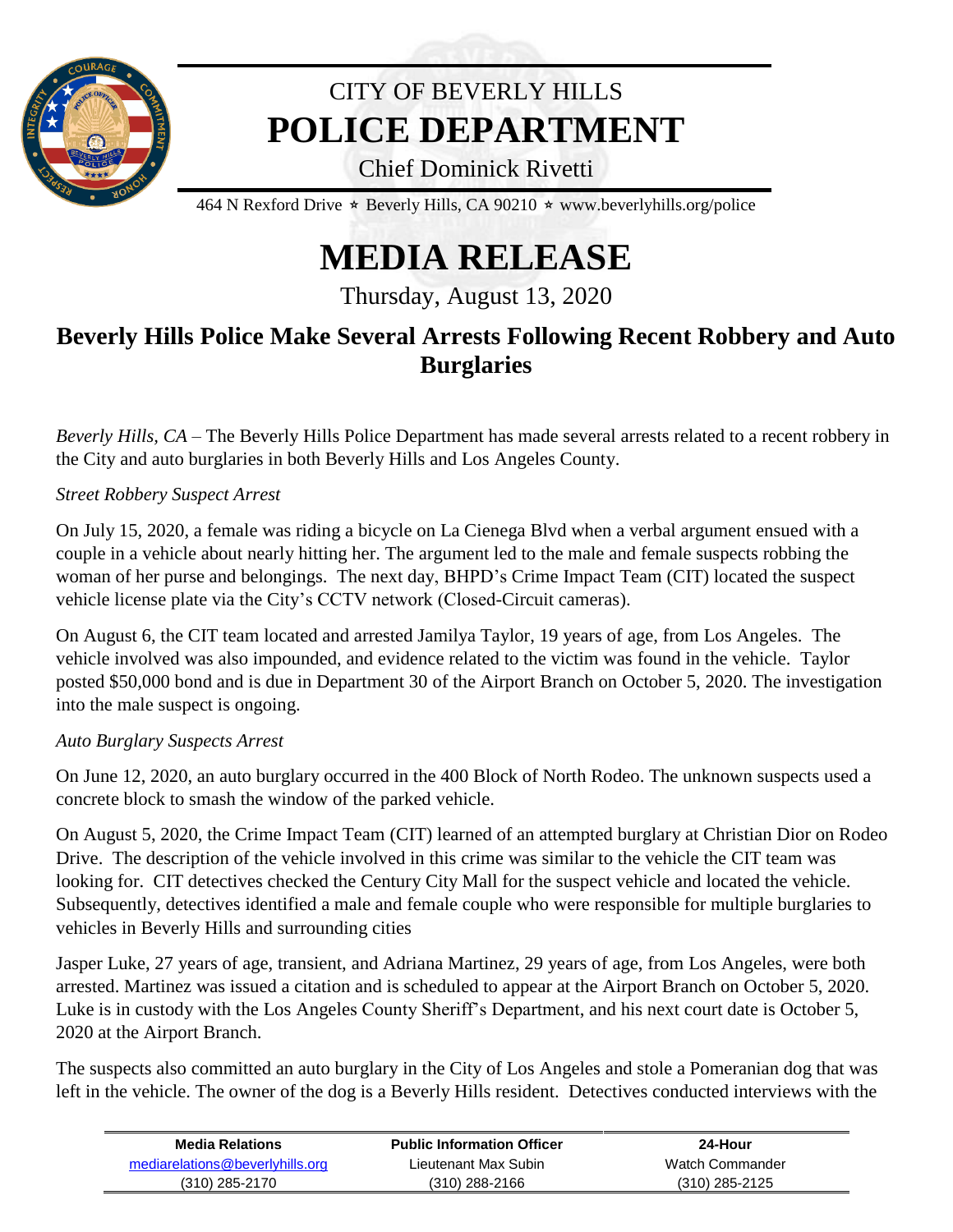# CITY OF BEVERLY HILLS
# POLICE DEPARTMENT

Chief Dominick Rivetti

464 N Rexford Drive ⋆ Beverly Hills, CA 90210 ⋆ www.beverlyhills.org/police

# MEDIA RELEASE

Thursday, August 13, 2020

## Beverly Hills Police Make Several Arrests Following Recent Robbery and Auto Burglaries

*Beverly Hills, CA* – The Beverly Hills Police Department has made several arrests related to a recent robbery in the City and auto burglaries in both Beverly Hills and Los Angeles County.

*Street Robbery Suspect Arrest*

On July 15, 2020, a female was riding a bicycle on La Cienega Blvd when a verbal argument ensued with a couple in a vehicle about nearly hitting her. The argument led to the male and female suspects robbing the woman of her purse and belongings. The next day, BHPD's Crime Impact Team (CIT) located the suspect vehicle license plate via the City's CCTV network (Closed-Circuit cameras).

On August 6, the CIT team located and arrested Jamilya Taylor, 19 years of age, from Los Angeles. The vehicle involved was also impounded, and evidence related to the victim was found in the vehicle. Taylor posted $50,000 bond and is due in Department 30 of the Airport Branch on October 5, 2020. The investigation into the male suspect is ongoing.

*Auto Burglary Suspects Arrest*

On June 12, 2020, an auto burglary occurred in the 400 Block of North Rodeo. The unknown suspects used a concrete block to smash the window of the parked vehicle.

On August 5, 2020, the Crime Impact Team (CIT) learned of an attempted burglary at Christian Dior on Rodeo Drive. The description of the vehicle involved in this crime was similar to the vehicle the CIT team was looking for. CIT detectives checked the Century City Mall for the suspect vehicle and located the vehicle. Subsequently, detectives identified a male and female couple who were responsible for multiple burglaries to vehicles in Beverly Hills and surrounding cities

Jasper Luke, 27 years of age, transient, and Adriana Martinez, 29 years of age, from Los Angeles, were both arrested. Martinez was issued a citation and is scheduled to appear at the Airport Branch on October 5, 2020. Luke is in custody with the Los Angeles County Sheriff's Department, and his next court date is October 5, 2020 at the Airport Branch.

The suspects also committed an auto burglary in the City of Los Angeles and stole a Pomeranian dog that was left in the vehicle. The owner of the dog is a Beverly Hills resident. Detectives conducted interviews with the

| Media Relations | Public Information Officer | 24-Hour |
|---|---|---|
| mediarelations@beverlyhills.org | Lieutenant Max Subin | Watch Commander |
| (310) 285-2170 | (310) 288-2166 | (310) 285-2125 |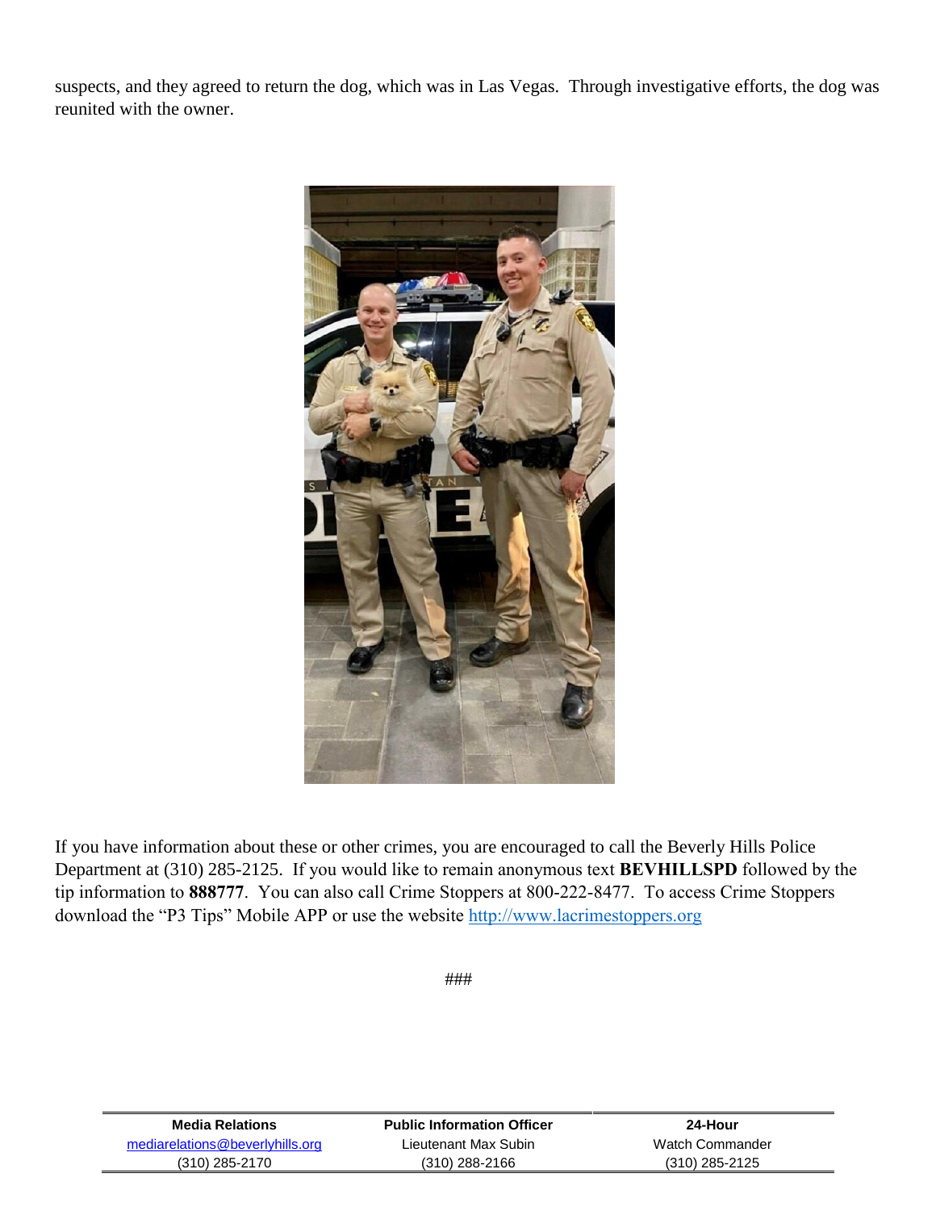suspects, and they agreed to return the dog, which was in Las Vegas. Through investigative efforts, the dog was reunited with the owner.

If you have information about these or other crimes, you are encouraged to call the Beverly Hills Police Department at (310) 285-2125. If you would like to remain anonymous text **BEVHILLSPD** followed by the tip information to **888777**. You can also call Crime Stoppers at 800-222-8477. To access Crime Stoppers download the "P3 Tips" Mobile APP or use the website [http://www.lacrimestoppers.org](http://www.lacrimestoppers.org)

###

| **Media Relations** | **Public Information Officer** | **24-Hour** |
|---|---|---|
| mediarelations@beverlyhills.org | Lieutenant Max Subin | Watch Commander |
| (310) 285-2170 | (310) 288-2166 | (310) 285-2125 |